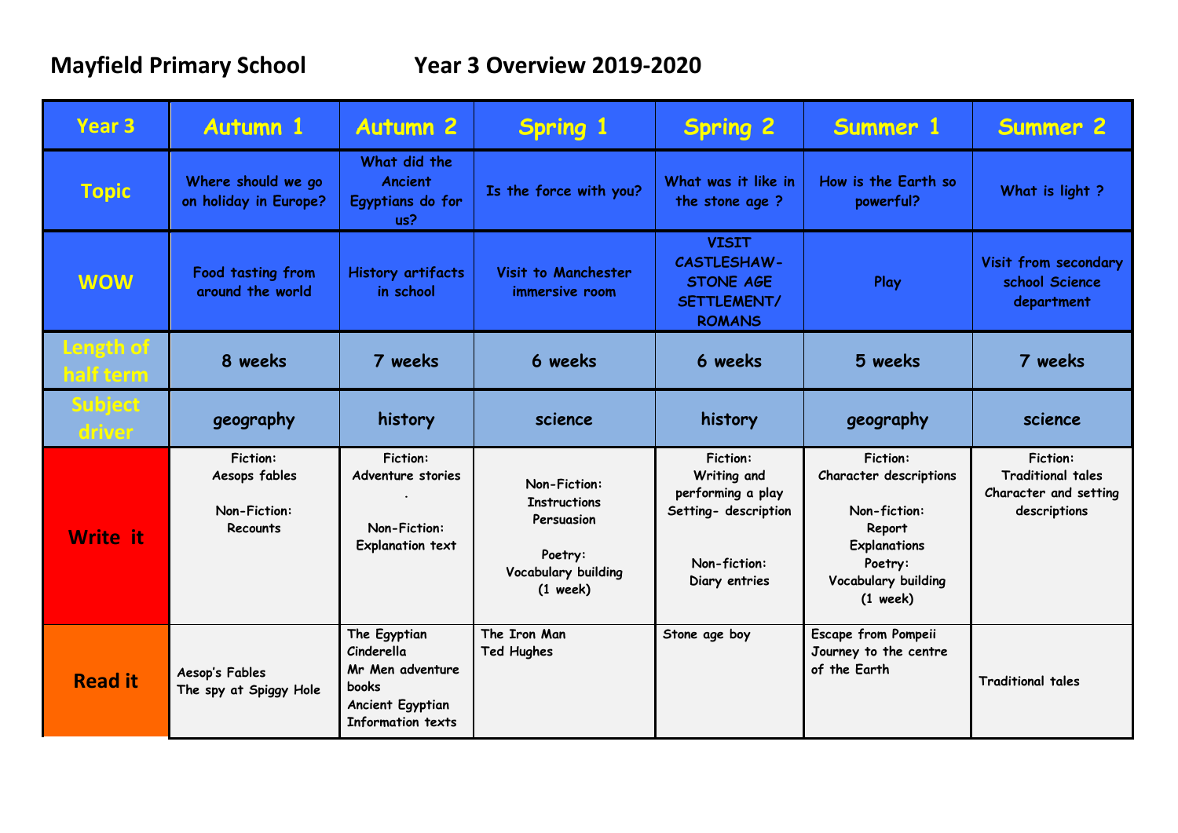**Mayfield Primary School** **Year 3 Overview 2019-2020**

| Year 3 | Autumn 1 | Autumn 2 | Spring 1 | Spring 2 | Summer 1 | Summer 2 |
|---|---|---|---|---|---|---|
| Topic | Where should we go on holiday in Europe? | What did the Ancient Egyptians do for us? | Is the force with you? | What was it like in the stone age ? | How is the Earth so powerful? | What is light ? |
| WOW | Food tasting from around the world | History artifacts in school | Visit to Manchester immersive room | VISIT CASTLESHAW- STONE AGE SETTLEMENT/ ROMANS | Play | Visit from secondary school Science department |
| Length of half term | 8 weeks | 7 weeks | 6 weeks | 6 weeks | 5 weeks | 7 weeks |
| Subject driver | geography | history | science | history | geography | science |
| Write it | Fiction: Aesops fables<br><br>Non-Fiction: Recounts | Fiction: Adventure stories<br>.<br>Non-Fiction: Explanation text | Non-Fiction: Instructions Persuasion<br><br>Poetry: Vocabulary building (1 week) | Fiction: Writing and performing a play Setting- description<br><br>Non-fiction: Diary entries | Fiction: Character descriptions<br><br>Non-fiction: Report Explanations<br>Poetry: Vocabulary building (1 week) | Fiction: Traditional tales Character and setting descriptions |
| Read it | Aesop's Fables<br>The spy at Spiggy Hole | The Egyptian Cinderella<br>Mr Men adventure books<br>Ancient Egyptian Information texts | The Iron Man<br>Ted Hughes | Stone age boy | Escape from Pompeii<br>Journey to the centre of the Earth | Traditional tales |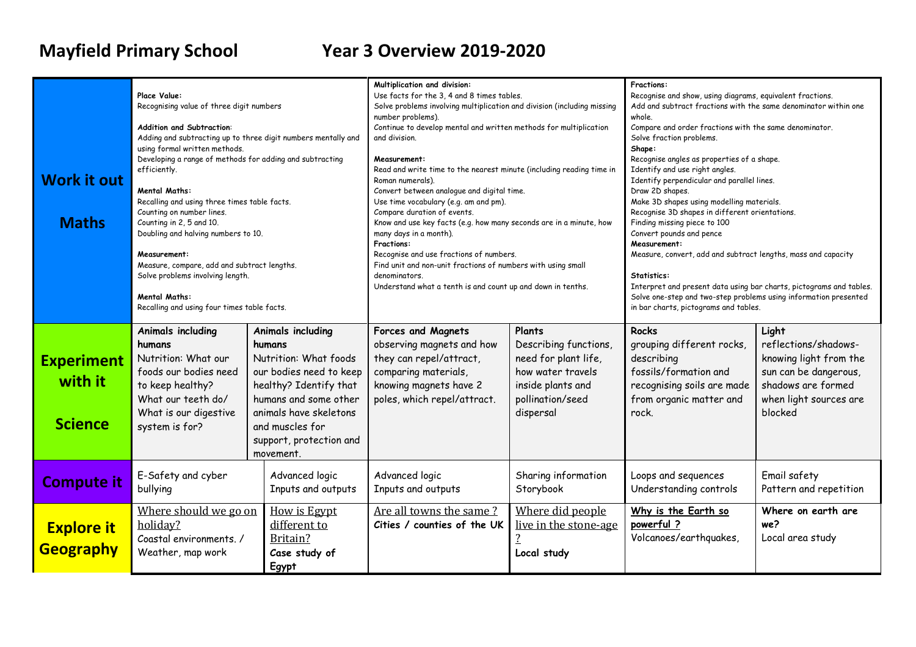# Mayfield Primary School Year 3 Overview 2019-2020

| | | | | | | |
|---|---|---|---|---|---|---|
| **Work it out**<br><br>**Maths** | **Place Value:**<br>Recognising value of three digit numbers<br><br>**Addition and Subtraction**:<br>Adding and subtracting up to three digit numbers mentally and using formal written methods.<br>Developing a range of methods for adding and subtracting efficiently.<br><br>**Mental Maths:**<br>Recalling and using three times table facts.<br>Counting on number lines.<br>Counting in 2, 5 and 10.<br>Doubling and halving numbers to 10.<br><br>**Measurement:**<br>Measure, compare, add and subtract lengths.<br>Solve problems involving length.<br><br>**Mental Maths:**<br>Recalling and using four times table facts. | | **Multiplication and division:**<br>Use facts for the 3, 4 and 8 times tables.<br>Solve problems involving multiplication and division (including missing number problems).<br>Continue to develop mental and written methods for multiplication and division.<br><br>**Measurement:**<br>Read and write time to the nearest minute (including reading time in Roman numerals).<br>Convert between analogue and digital time.<br>Use time vocabulary (e.g. am and pm).<br>Compare duration of events.<br>Know and use key facts (e.g. how many seconds are in a minute, how many days in a month).<br>**Fractions:**<br>Recognise and use fractions of numbers.<br>Find unit and non-unit fractions of numbers with using small denominators.<br>Understand what a tenth is and count up and down in tenths. | | **Fractions:**<br>Recognise and show, using diagrams, equivalent fractions.<br>Add and subtract fractions with the same denominator within one whole.<br>Compare and order fractions with the same denominator.<br>Solve fraction problems.<br>**Shape:**<br>Recognise angles as properties of a shape.<br>Identify and use right angles.<br>Identify perpendicular and parallel lines.<br>Draw 2D shapes.<br>Make 3D shapes using modelling materials.<br>Recognise 3D shapes in different orientations.<br>Finding missing piece to 100<br>Convert pounds and pence<br>**Measurement:**<br>Measure, convert, add and subtract lengths, mass and capacity<br><br>**Statistics:**<br>Interpret and present data using bar charts, pictograms and tables.<br>Solve one-step and two-step problems using information presented in bar charts, pictograms and tables. | |
| **Experiment with it**<br><br>**Science** | **Animals including humans**<br>Nutrition: What our foods our bodies need to keep healthy?<br>What our teeth do/ What is our digestive system is for? | **Animals including humans**<br>Nutrition: What foods our bodies need to keep healthy? Identify that humans and some other animals have skeletons and muscles for support, protection and movement. | **Forces and Magnets**<br>observing magnets and how they can repel/attract, comparing materials, knowing magnets have 2 poles, which repel/attract. | **Plants**<br>Describing functions, need for plant life, how water travels inside plants and pollination/seed dispersal | **Rocks**<br>grouping different rocks, describing fossils/formation and recognising soils are made from organic matter and rock. | **Light**<br>reflections/shadows- knowing light from the sun can be dangerous, shadows are formed when light sources are blocked |
| **Compute it** | E-Safety and cyber bullying | Advanced logic<br>Inputs and outputs | Advanced logic<br>Inputs and outputs | Sharing information<br>Storybook | Loops and sequences<br>Understanding controls | Email safety<br>Pattern and repetition |
| **Explore it**<br>**Geography** | <u>Where should we go on holiday?</u><br>Coastal environments. / Weather, map work | <u>How is Egypt different to Britain?</u><br>**Case study of Egypt** | <u>Are all towns the same ?</u><br>**Cities / counties of the UK** | <u>Where did people live in the stone-age ?</u><br>**Local study** | **<u>Why is the Earth so powerful ?</u>**<br>Volcanoes/earthquakes, | **Where on earth are we?**<br>Local area study |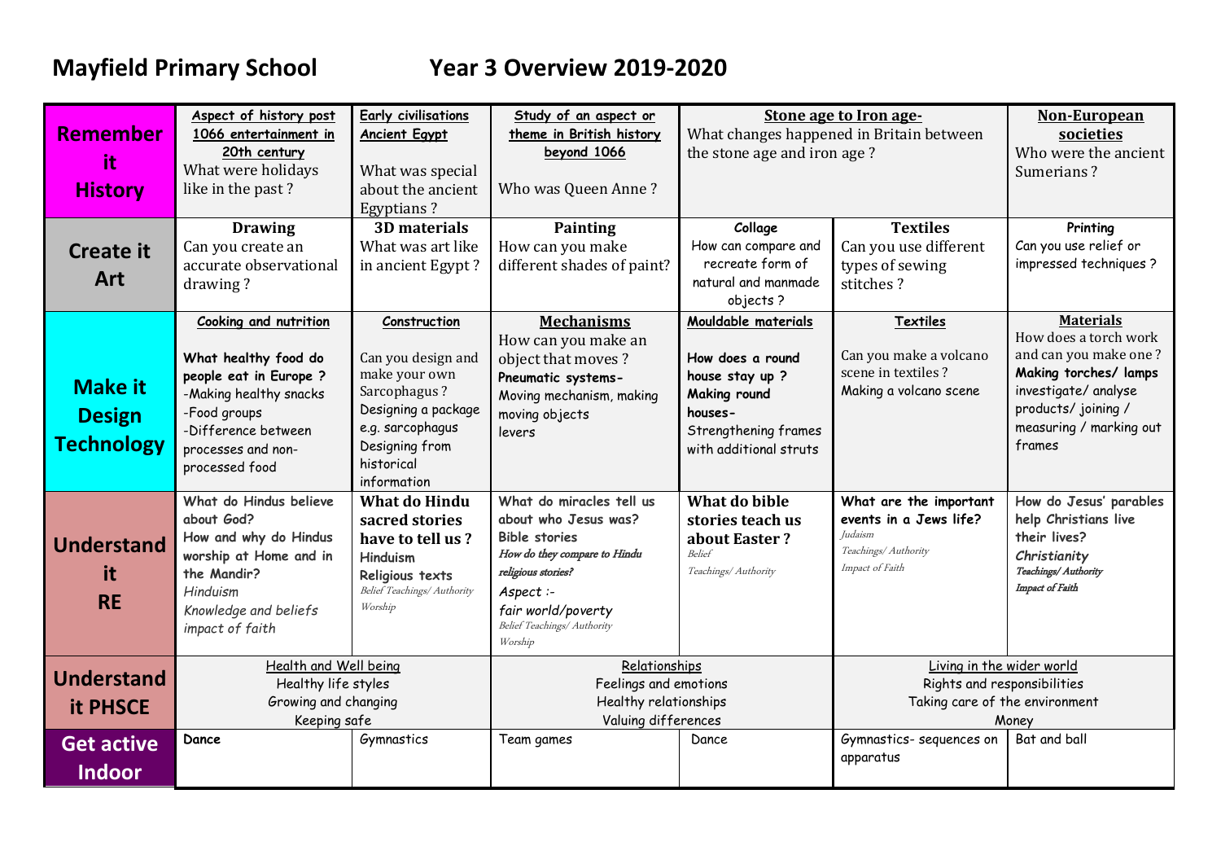**Mayfield Primary School** **Year 3 Overview 2019-2020**

| | | | | | | |
|---|---|---|---|---|---|---|
| **Remember it History** | Aspect of history post 1066 entertainment in 20th century<br>What were holidays like in the past ? | Early civilisations Ancient Egypt<br>What was special about the ancient Egyptians ? | Study of an aspect or theme in British history beyond 1066<br>Who was Queen Anne ? | **Stone age to Iron age-**<br>What changes happened in Britain between the stone age and iron age ? | | **Non-European societies**<br>Who were the ancient Sumerians ? |
| **Create it Art** | **Drawing**<br>Can you create an accurate observational drawing ? | **3D materials**<br>What was art like in ancient Egypt ? | **Painting**<br>How can you make different shades of paint? | **Collage**<br>How can compare and recreate form of natural and manmade objects ? | **Textiles**<br>Can you use different types of sewing stitches ? | **Printing**<br>Can you use relief or impressed techniques ? |
| **Make it Design Technology** | Cooking and nutrition<br>**What healthy food do people eat in Europe ?**<br>-Making healthy snacks<br>-Food groups<br>-Difference between processes and non-processed food | Construction<br>Can you design and make your own Sarcophagus ?<br>Designing a package e.g. sarcophagus<br>Designing from historical information | **Mechanisms**<br>How can you make an object that moves ?<br>**Pneumatic systems-**<br>Moving mechanism, making moving objects<br>levers | **Mouldable materials**<br>**How does a round house stay up ?**<br>**Making round houses-**<br>Strengthening frames with additional struts | **Textiles**<br>Can you make a volcano scene in textiles ?<br>Making a volcano scene | **Materials**<br>How does a torch work and can you make one ?<br>**Making torches/ lamps**<br>investigate/ analyse products/ joining / measuring / marking out frames |
| **Understand it RE** | What do Hindus believe about God?<br>How and why do Hindus worship at Home and in the Mandir?<br>*Hinduism*<br>*Knowledge and beliefs*<br>*impact of faith* | **What do Hindu sacred stories have to tell us ?**<br>**Hinduism**<br>**Religious texts**<br>*Belief Teachings/ Authority*<br>*Worship* | What do miracles tell us about who Jesus was?<br>Bible stories<br>*How do they compare to Hindu religious stories?*<br>*Aspect :-*<br>*fair world/poverty*<br>*Belief Teachings/ Authority*<br>*Worship* | **What do bible stories teach us about Easter ?**<br>*Belief*<br>*Teachings/ Authority* | **What are the important events in a Jews life?**<br>*Judaism*<br>*Teachings/ Authority*<br>*Impact of Faith* | How do Jesus' parables help Christians live their lives?<br>***Christianity***<br>***Teachings/ Authority***<br>***Impact of Faith*** |
| **Understand it PHSCE** | Health and Well being<br>Healthy life styles<br>Growing and changing<br>Keeping safe | | Relationships<br>Feelings and emotions<br>Healthy relationships<br>Valuing differences | | Living in the wider world<br>Rights and responsibilities<br>Taking care of the environment<br>Money | |
| **Get active Indoor** | **Dance** | Gymnastics | Team games | Dance | Gymnastics- sequences on apparatus | Bat and ball |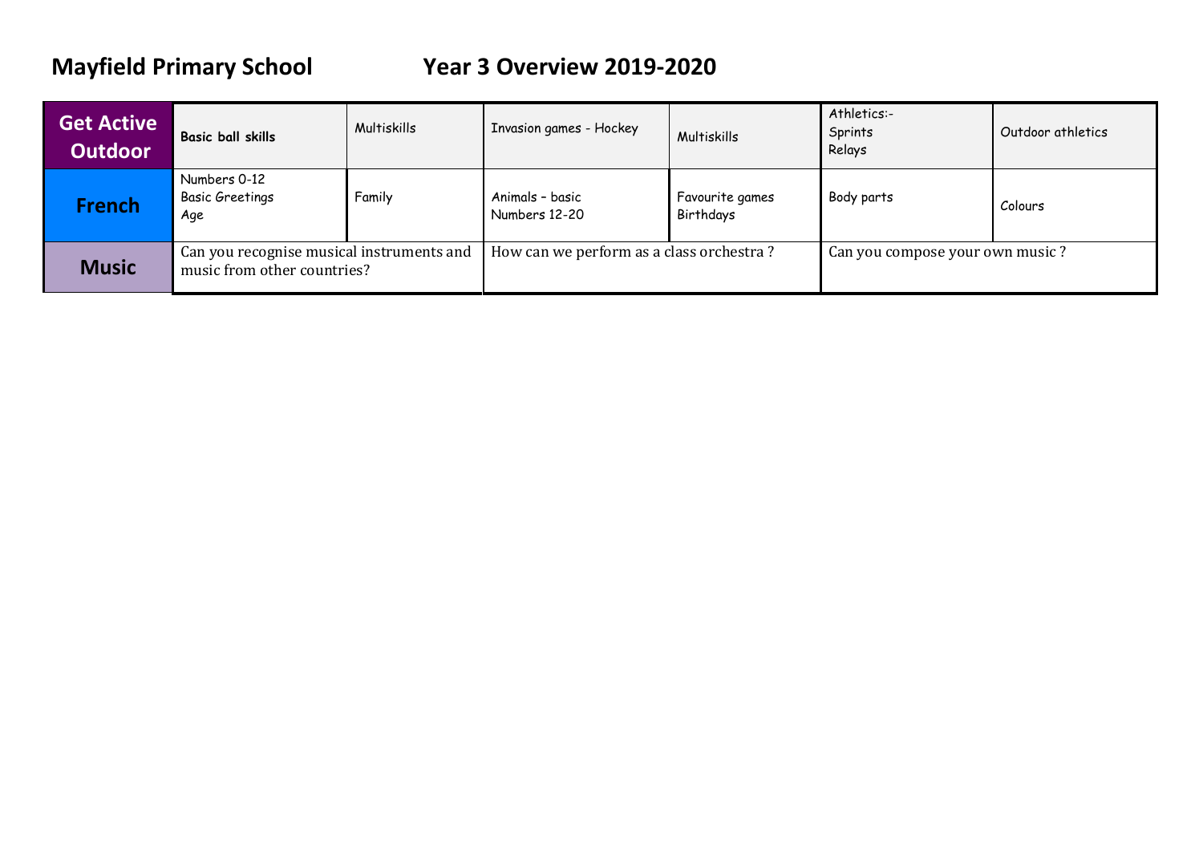**Mayfield Primary School** **Year 3 Overview 2019-2020**

| | | | | | | |
|---|---|---|---|---|---|---|
| **Get Active Outdoor** | **Basic ball skills** | Multiskills | Invasion games - Hockey | Multiskills | Athletics:-<br>Sprints<br>Relays | Outdoor athletics |
| **French** | Numbers 0-12<br>Basic Greetings<br>Age | Family | Animals – basic<br>Numbers 12-20 | Favourite games<br>Birthdays | Body parts | Colours |
| **Music** | Can you recognise musical instruments and music from other countries? | | How can we perform as a class orchestra ? | | Can you compose your own music ? | |